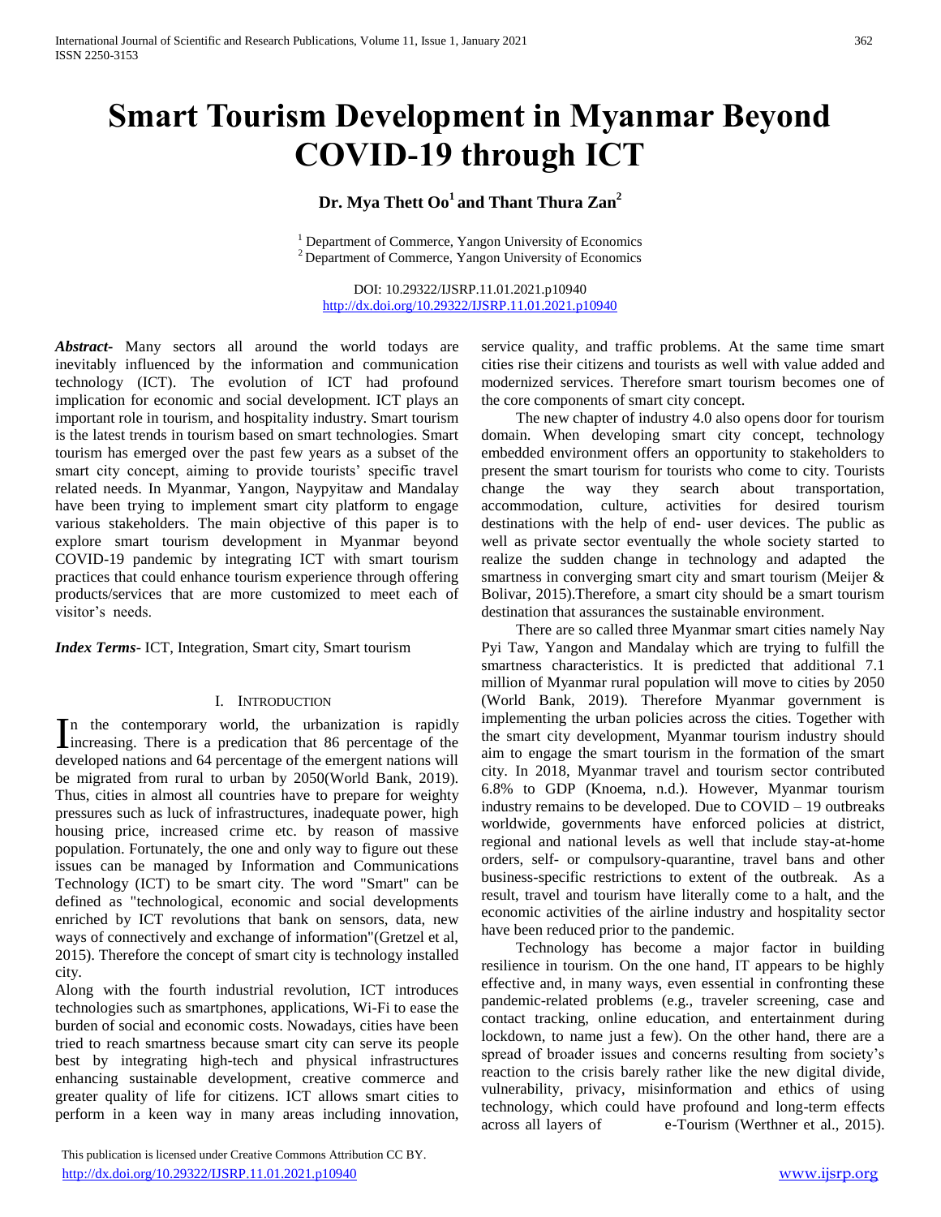# Smart Tourism Development in Myanmar Beyond COVID-19 through ICT

**Dr. Mya Thett Oo[1] and Thant Thura Zan[2]**

[1] Department of Commerce, Yangon University of Economics
[2] Department of Commerce, Yangon University of Economics

DOI: 10.29322/IJSRP.11.01.2021.p10940
http://dx.doi.org/10.29322/IJSRP.11.01.2021.p10940

***Abstract***- Many sectors all around the world todays are inevitably influenced by the information and communication technology (ICT). The evolution of ICT had profound implication for economic and social development. ICT plays an important role in tourism, and hospitality industry. Smart tourism is the latest trends in tourism based on smart technologies. Smart tourism has emerged over the past few years as a subset of the smart city concept, aiming to provide tourists' specific travel related needs. In Myanmar, Yangon, Naypyitaw and Mandalay have been trying to implement smart city platform to engage various stakeholders. The main objective of this paper is to explore smart tourism development in Myanmar beyond COVID-19 pandemic by integrating ICT with smart tourism practices that could enhance tourism experience through offering products/services that are more customized to meet each of visitor's needs.

***Index Terms***- ICT, Integration, Smart city, Smart tourism

## I. Introduction

In the contemporary world, the urbanization is rapidly increasing. There is a predication that 86 percentage of the developed nations and 64 percentage of the emergent nations will be migrated from rural to urban by 2050(World Bank, 2019). Thus, cities in almost all countries have to prepare for weighty pressures such as luck of infrastructures, inadequate power, high housing price, increased crime etc. by reason of massive population. Fortunately, the one and only way to figure out these issues can be managed by Information and Communications Technology (ICT) to be smart city. The word "Smart" can be defined as "technological, economic and social developments enriched by ICT revolutions that bank on sensors, data, new ways of connectively and exchange of information"(Gretzel et al, 2015). Therefore the concept of smart city is technology installed city.

Along with the fourth industrial revolution, ICT introduces technologies such as smartphones, applications, Wi-Fi to ease the burden of social and economic costs. Nowadays, cities have been tried to reach smartness because smart city can serve its people best by integrating high-tech and physical infrastructures enhancing sustainable development, creative commerce and greater quality of life for citizens. ICT allows smart cities to perform in a keen way in many areas including innovation, service quality, and traffic problems. At the same time smart cities rise their citizens and tourists as well with value added and modernized services. Therefore smart tourism becomes one of the core components of smart city concept.

The new chapter of industry 4.0 also opens door for tourism domain. When developing smart city concept, technology embedded environment offers an opportunity to stakeholders to present the smart tourism for tourists who come to city. Tourists change the way they search about transportation, accommodation, culture, activities for desired tourism destinations with the help of end- user devices. The public as well as private sector eventually the whole society started to realize the sudden change in technology and adapted the smartness in converging smart city and smart tourism (Meijer & Bolivar, 2015).Therefore, a smart city should be a smart tourism destination that assurances the sustainable environment.

There are so called three Myanmar smart cities namely Nay Pyi Taw, Yangon and Mandalay which are trying to fulfill the smartness characteristics. It is predicted that additional 7.1 million of Myanmar rural population will move to cities by 2050 (World Bank, 2019). Therefore Myanmar government is implementing the urban policies across the cities. Together with the smart city development, Myanmar tourism industry should aim to engage the smart tourism in the formation of the smart city. In 2018, Myanmar travel and tourism sector contributed 6.8% to GDP (Knoema, n.d.). However, Myanmar tourism industry remains to be developed. Due to COVID – 19 outbreaks worldwide, governments have enforced policies at district, regional and national levels as well that include stay-at-home orders, self- or compulsory-quarantine, travel bans and other business-specific restrictions to extent of the outbreak. As a result, travel and tourism have literally come to a halt, and the economic activities of the airline industry and hospitality sector have been reduced prior to the pandemic.

Technology has become a major factor in building resilience in tourism. On the one hand, IT appears to be highly effective and, in many ways, even essential in confronting these pandemic-related problems (e.g., traveler screening, case and contact tracking, online education, and entertainment during lockdown, to name just a few). On the other hand, there are a spread of broader issues and concerns resulting from society's reaction to the crisis barely rather like the new digital divide, vulnerability, privacy, misinformation and ethics of using technology, which could have profound and long-term effects across all layers of e-Tourism (Werthner et al., 2015).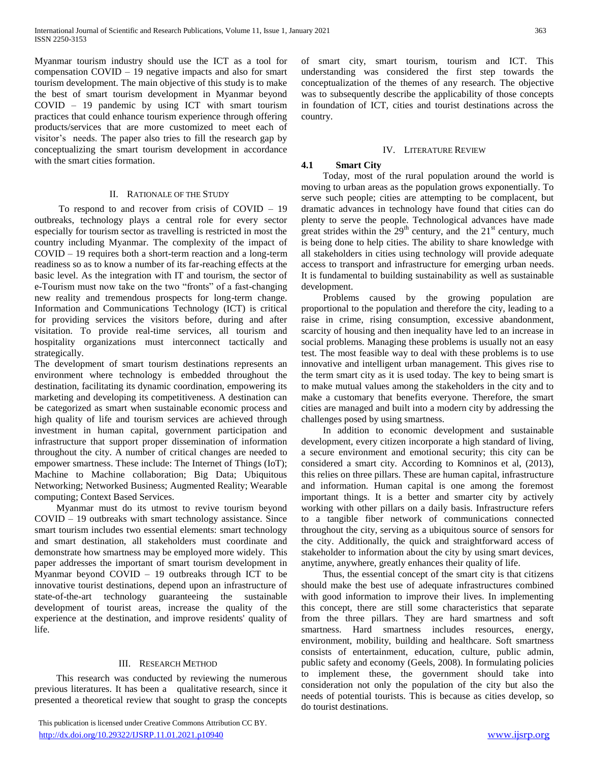Myanmar tourism industry should use the ICT as a tool for compensation COVID – 19 negative impacts and also for smart tourism development. The main objective of this study is to make the best of smart tourism development in Myanmar beyond COVID – 19 pandemic by using ICT with smart tourism practices that could enhance tourism experience through offering products/services that are more customized to meet each of visitor's needs. The paper also tries to fill the research gap by conceptualizing the smart tourism development in accordance with the smart cities formation.

## II. Rationale of the Study

To respond to and recover from crisis of COVID – 19 outbreaks, technology plays a central role for every sector especially for tourism sector as travelling is restricted in most the country including Myanmar. The complexity of the impact of COVID – 19 requires both a short-term reaction and a long-term readiness so as to know a number of its far-reaching effects at the basic level. As the integration with IT and tourism, the sector of e-Tourism must now take on the two "fronts" of a fast-changing new reality and tremendous prospects for long-term change. Information and Communications Technology (ICT) is critical for providing services the visitors before, during and after visitation. To provide real-time services, all tourism and hospitality organizations must interconnect tactically and strategically.

The development of smart tourism destinations represents an environment where technology is embedded throughout the destination, facilitating its dynamic coordination, empowering its marketing and developing its competitiveness. A destination can be categorized as smart when sustainable economic process and high quality of life and tourism services are achieved through investment in human capital, government participation and infrastructure that support proper dissemination of information throughout the city. A number of critical changes are needed to empower smartness. These include: The Internet of Things (IoT); Machine to Machine collaboration; Big Data; Ubiquitous Networking; Networked Business; Augmented Reality; Wearable computing; Context Based Services.

Myanmar must do its utmost to revive tourism beyond COVID – 19 outbreaks with smart technology assistance. Since smart tourism includes two essential elements: smart technology and smart destination, all stakeholders must coordinate and demonstrate how smartness may be employed more widely. This paper addresses the important of smart tourism development in Myanmar beyond COVID – 19 outbreaks through ICT to be innovative tourist destinations, depend upon an infrastructure of state-of-the-art technology guaranteeing the sustainable development of tourist areas, increase the quality of the experience at the destination, and improve residents' quality of life.

## III. Research Method

This research was conducted by reviewing the numerous previous literatures. It has been a qualitative research, since it presented a theoretical review that sought to grasp the concepts of smart city, smart tourism, tourism and ICT. This understanding was considered the first step towards the conceptualization of the themes of any research. The objective was to subsequently describe the applicability of those concepts in foundation of ICT, cities and tourist destinations across the country.

## IV. Literature Review

### 4.1 Smart City

Today, most of the rural population around the world is moving to urban areas as the population grows exponentially. To serve such people; cities are attempting to be complacent, but dramatic advances in technology have found that cities can do plenty to serve the people. Technological advances have made great strides within the 29th century, and the 21st century, much is being done to help cities. The ability to share knowledge with all stakeholders in cities using technology will provide adequate access to transport and infrastructure for emerging urban needs. It is fundamental to building sustainability as well as sustainable development.

Problems caused by the growing population are proportional to the population and therefore the city, leading to a raise in crime, rising consumption, excessive abandonment, scarcity of housing and then inequality have led to an increase in social problems. Managing these problems is usually not an easy test. The most feasible way to deal with these problems is to use innovative and intelligent urban management. This gives rise to the term smart city as it is used today. The key to being smart is to make mutual values among the stakeholders in the city and to make a customary that benefits everyone. Therefore, the smart cities are managed and built into a modern city by addressing the challenges posed by using smartness.

In addition to economic development and sustainable development, every citizen incorporate a high standard of living, a secure environment and emotional security; this city can be considered a smart city. According to Komninos et al, (2013), this relies on three pillars. These are human capital, infrastructure and information. Human capital is one among the foremost important things. It is a better and smarter city by actively working with other pillars on a daily basis. Infrastructure refers to a tangible fiber network of communications connected throughout the city, serving as a ubiquitous source of sensors for the city. Additionally, the quick and straightforward access of stakeholder to information about the city by using smart devices, anytime, anywhere, greatly enhances their quality of life.

Thus, the essential concept of the smart city is that citizens should make the best use of adequate infrastructures combined with good information to improve their lives. In implementing this concept, there are still some characteristics that separate from the three pillars. They are hard smartness and soft smartness. Hard smartness includes resources, energy, environment, mobility, building and healthcare. Soft smartness consists of entertainment, education, culture, public admin, public safety and economy (Geels, 2008). In formulating policies to implement these, the government should take into consideration not only the population of the city but also the needs of potential tourists. This is because as cities develop, so do tourist destinations.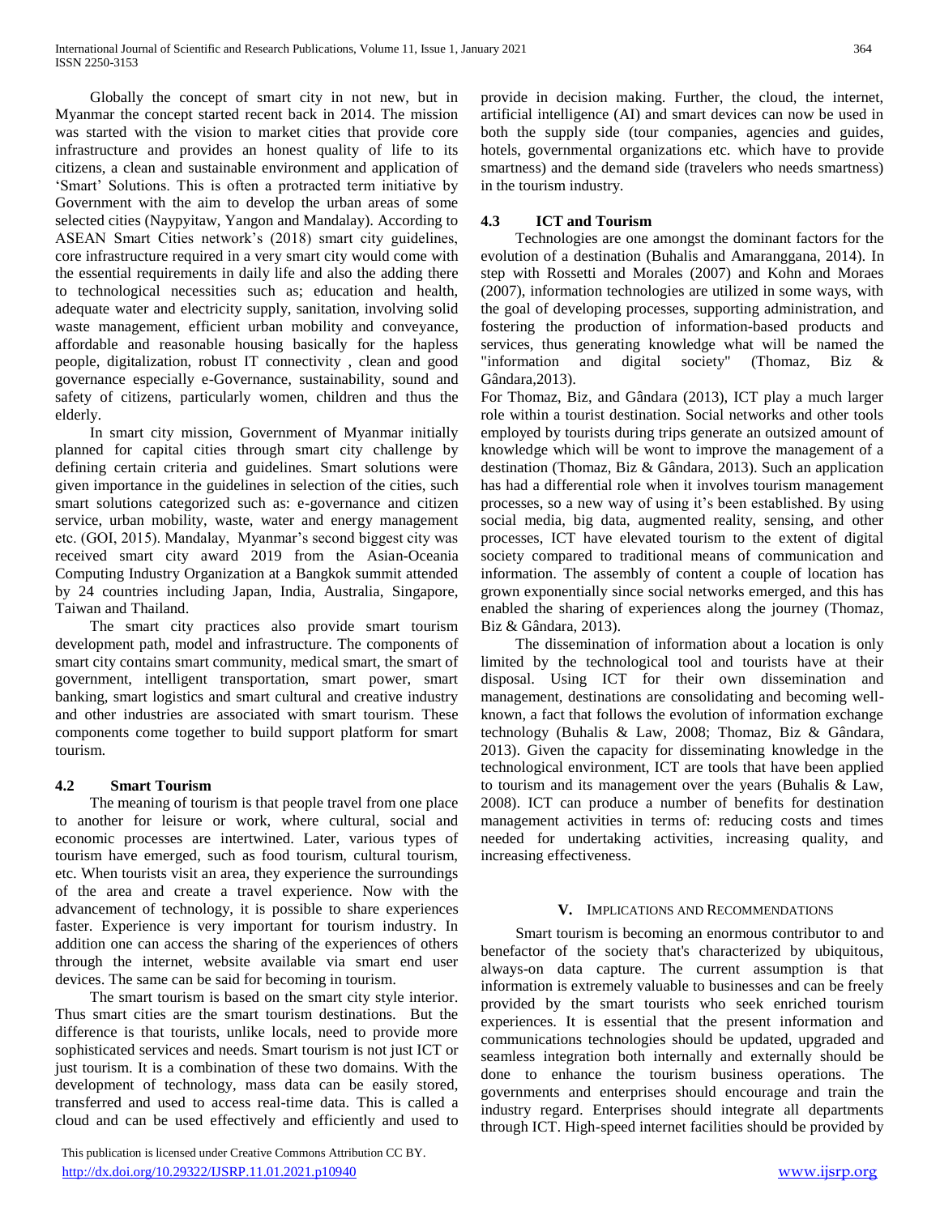Globally the concept of smart city in not new, but in Myanmar the concept started recent back in 2014. The mission was started with the vision to market cities that provide core infrastructure and provides an honest quality of life to its citizens, a clean and sustainable environment and application of 'Smart' Solutions. This is often a protracted term initiative by Government with the aim to develop the urban areas of some selected cities (Naypyitaw, Yangon and Mandalay). According to ASEAN Smart Cities network's (2018) smart city guidelines, core infrastructure required in a very smart city would come with the essential requirements in daily life and also the adding there to technological necessities such as; education and health, adequate water and electricity supply, sanitation, involving solid waste management, efficient urban mobility and conveyance, affordable and reasonable housing basically for the hapless people, digitalization, robust IT connectivity , clean and good governance especially e-Governance, sustainability, sound and safety of citizens, particularly women, children and thus the elderly.

In smart city mission, Government of Myanmar initially planned for capital cities through smart city challenge by defining certain criteria and guidelines. Smart solutions were given importance in the guidelines in selection of the cities, such smart solutions categorized such as: e-governance and citizen service, urban mobility, waste, water and energy management etc. (GOI, 2015). Mandalay, Myanmar's second biggest city was received smart city award 2019 from the Asian-Oceania Computing Industry Organization at a Bangkok summit attended by 24 countries including Japan, India, Australia, Singapore, Taiwan and Thailand.

The smart city practices also provide smart tourism development path, model and infrastructure. The components of smart city contains smart community, medical smart, the smart of government, intelligent transportation, smart power, smart banking, smart logistics and smart cultural and creative industry and other industries are associated with smart tourism. These components come together to build support platform for smart tourism.

### 4.2 Smart Tourism

The meaning of tourism is that people travel from one place to another for leisure or work, where cultural, social and economic processes are intertwined. Later, various types of tourism have emerged, such as food tourism, cultural tourism, etc. When tourists visit an area, they experience the surroundings of the area and create a travel experience. Now with the advancement of technology, it is possible to share experiences faster. Experience is very important for tourism industry. In addition one can access the sharing of the experiences of others through the internet, website available via smart end user devices. The same can be said for becoming in tourism.

The smart tourism is based on the smart city style interior. Thus smart cities are the smart tourism destinations. But the difference is that tourists, unlike locals, need to provide more sophisticated services and needs. Smart tourism is not just ICT or just tourism. It is a combination of these two domains. With the development of technology, mass data can be easily stored, transferred and used to access real-time data. This is called a cloud and can be used effectively and efficiently and used to provide in decision making. Further, the cloud, the internet, artificial intelligence (AI) and smart devices can now be used in both the supply side (tour companies, agencies and guides, hotels, governmental organizations etc. which have to provide smartness) and the demand side (travelers who needs smartness) in the tourism industry.

### 4.3 ICT and Tourism

Technologies are one amongst the dominant factors for the evolution of a destination (Buhalis and Amaranggana, 2014). In step with Rossetti and Morales (2007) and Kohn and Moraes (2007), information technologies are utilized in some ways, with the goal of developing processes, supporting administration, and fostering the production of information-based products and services, thus generating knowledge what will be named the "information and digital society" (Thomaz, Biz & Gândara,2013).

For Thomaz, Biz, and Gândara (2013), ICT play a much larger role within a tourist destination. Social networks and other tools employed by tourists during trips generate an outsized amount of knowledge which will be wont to improve the management of a destination (Thomaz, Biz & Gândara, 2013). Such an application has had a differential role when it involves tourism management processes, so a new way of using it's been established. By using social media, big data, augmented reality, sensing, and other processes, ICT have elevated tourism to the extent of digital society compared to traditional means of communication and information. The assembly of content a couple of location has grown exponentially since social networks emerged, and this has enabled the sharing of experiences along the journey (Thomaz, Biz & Gândara, 2013).

The dissemination of information about a location is only limited by the technological tool and tourists have at their disposal. Using ICT for their own dissemination and management, destinations are consolidating and becoming well-known, a fact that follows the evolution of information exchange technology (Buhalis & Law, 2008; Thomaz, Biz & Gândara, 2013). Given the capacity for disseminating knowledge in the technological environment, ICT are tools that have been applied to tourism and its management over the years (Buhalis & Law, 2008). ICT can produce a number of benefits for destination management activities in terms of: reducing costs and times needed for undertaking activities, increasing quality, and increasing effectiveness.

## V. Implications and Recommendations

Smart tourism is becoming an enormous contributor to and benefactor of the society that's characterized by ubiquitous, always-on data capture. The current assumption is that information is extremely valuable to businesses and can be freely provided by the smart tourists who seek enriched tourism experiences. It is essential that the present information and communications technologies should be updated, upgraded and seamless integration both internally and externally should be done to enhance the tourism business operations. The governments and enterprises should encourage and train the industry regard. Enterprises should integrate all departments through ICT. High-speed internet facilities should be provided by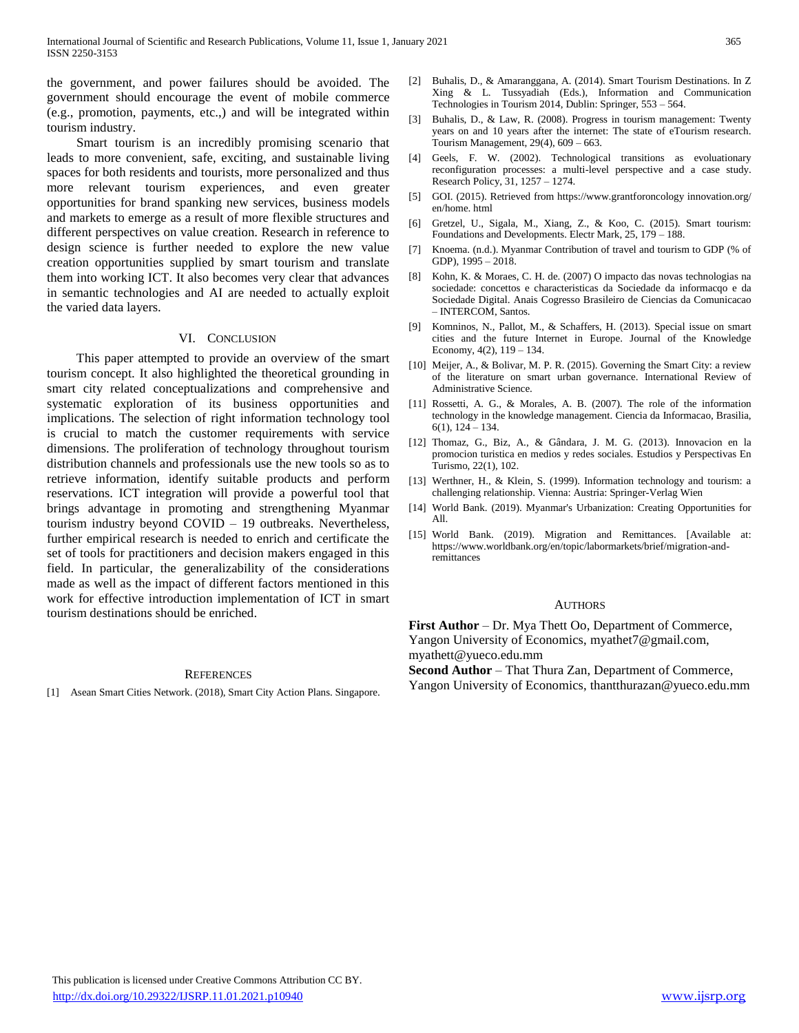the government, and power failures should be avoided. The government should encourage the event of mobile commerce (e.g., promotion, payments, etc.,) and will be integrated within tourism industry.

Smart tourism is an incredibly promising scenario that leads to more convenient, safe, exciting, and sustainable living spaces for both residents and tourists, more personalized and thus more relevant tourism experiences, and even greater opportunities for brand spanking new services, business models and markets to emerge as a result of more flexible structures and different perspectives on value creation. Research in reference to design science is further needed to explore the new value creation opportunities supplied by smart tourism and translate them into working ICT. It also becomes very clear that advances in semantic technologies and AI are needed to actually exploit the varied data layers.

## VI. Conclusion

This paper attempted to provide an overview of the smart tourism concept. It also highlighted the theoretical grounding in smart city related conceptualizations and comprehensive and systematic exploration of its business opportunities and implications. The selection of right information technology tool is crucial to match the customer requirements with service dimensions. The proliferation of technology throughout tourism distribution channels and professionals use the new tools so as to retrieve information, identify suitable products and perform reservations. ICT integration will provide a powerful tool that brings advantage in promoting and strengthening Myanmar tourism industry beyond COVID – 19 outbreaks. Nevertheless, further empirical research is needed to enrich and certificate the set of tools for practitioners and decision makers engaged in this field. In particular, the generalizability of the considerations made as well as the impact of different factors mentioned in this work for effective introduction implementation of ICT in smart tourism destinations should be enriched.

## References

[1] Asean Smart Cities Network. (2018), Smart City Action Plans. Singapore.

[2] Buhalis, D., & Amaranggana, A. (2014). Smart Tourism Destinations. In Z Xing & L. Tussyadiah (Eds.), Information and Communication Technologies in Tourism 2014, Dublin: Springer, 553 – 564.

[3] Buhalis, D., & Law, R. (2008). Progress in tourism management: Twenty years on and 10 years after the internet: The state of eTourism research. Tourism Management, 29(4), 609 – 663.

[4] Geels, F. W. (2002). Technological transitions as evoluationary reconfiguration processes: a multi-level perspective and a case study. Research Policy, 31, 1257 – 1274.

[5] GOI. (2015). Retrieved from https://www.grantforoncology innovation.org/ en/home. html

[6] Gretzel, U., Sigala, M., Xiang, Z., & Koo, C. (2015). Smart tourism: Foundations and Developments. Electr Mark, 25, 179 – 188.

[7] Knoema. (n.d.). Myanmar Contribution of travel and tourism to GDP (% of GDP), 1995 – 2018.

[8] Kohn, K. & Moraes, C. H. de. (2007) O impacto das novas technologias na sociedade: concettos e characteristicas da Sociedade da informacqo e da Sociedade Digital. Anais Cogresso Brasileiro de Ciencias da Comunicacao – INTERCOM, Santos.

[9] Komninos, N., Pallot, M., & Schaffers, H. (2013). Special issue on smart cities and the future Internet in Europe. Journal of the Knowledge Economy, 4(2), 119 – 134.

[10] Meijer, A., & Bolivar, M. P. R. (2015). Governing the Smart City: a review of the literature on smart urban governance. International Review of Administrative Science.

[11] Rossetti, A. G., & Morales, A. B. (2007). The role of the information technology in the knowledge management. Ciencia da Informacao, Brasilia, 6(1), 124 – 134.

[12] Thomaz, G., Biz, A., & Gândara, J. M. G. (2013). Innovacion en la promocion turistica en medios y redes sociales. Estudios y Perspectivas En Turismo, 22(1), 102.

[13] Werthner, H., & Klein, S. (1999). Information technology and tourism: a challenging relationship. Vienna: Austria: Springer-Verlag Wien

[14] World Bank. (2019). Myanmar's Urbanization: Creating Opportunities for All.

[15] World Bank. (2019). Migration and Remittances. [Available at: https://www.worldbank.org/en/topic/labormarkets/brief/migration-and-remittances

## Authors

**First Author** – Dr. Mya Thett Oo, Department of Commerce, Yangon University of Economics, myathet7@gmail.com, myathett@yueco.edu.mm

**Second Author** – That Thura Zan, Department of Commerce, Yangon University of Economics, thantthurazan@yueco.edu.mm